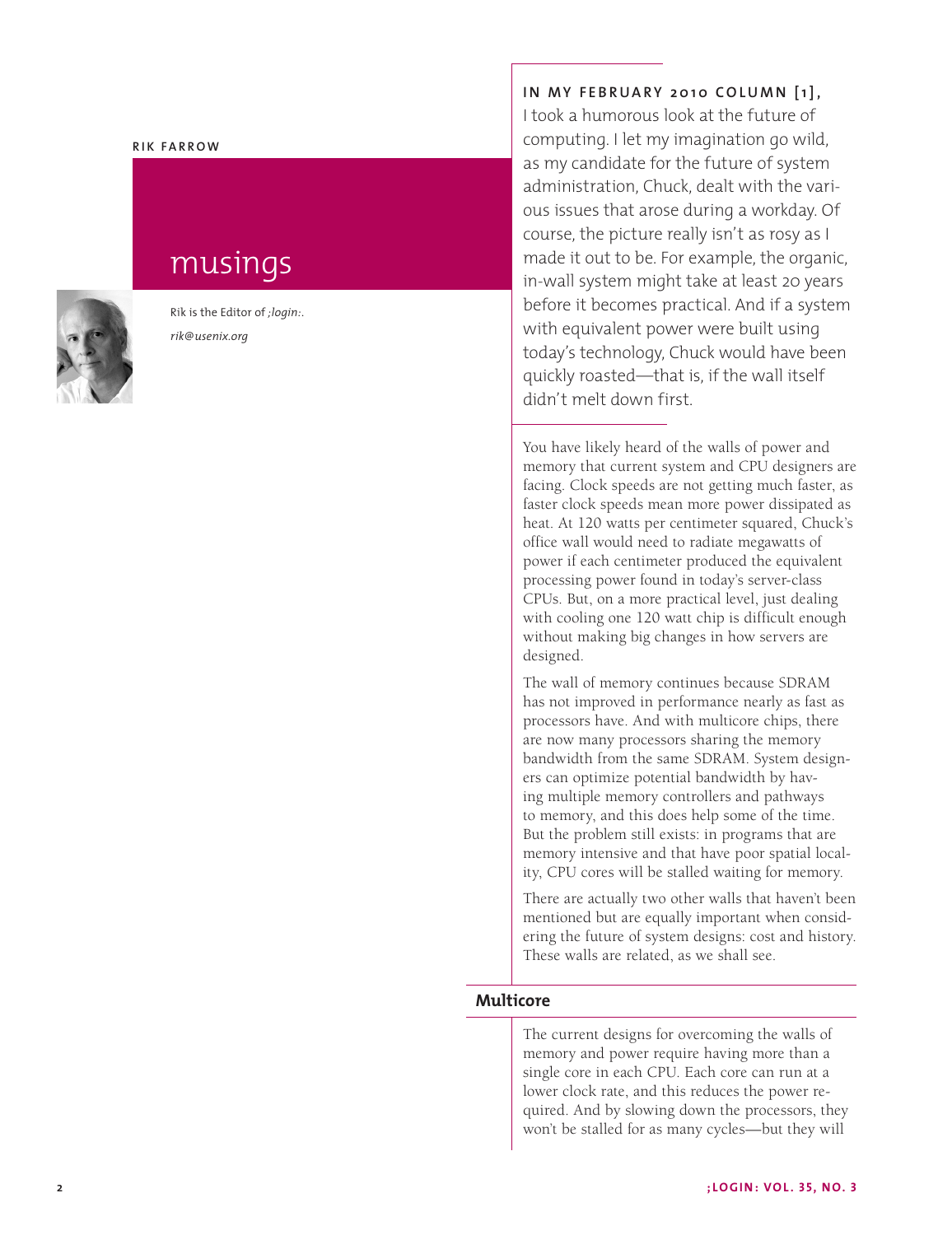RIK FARROW

# musings

Rik is the Editor of *;login:*.

*rik@usenix.org*

**IN MY FEBRUARY 2010 COLUMN [1],** I took a humorous look at the future of computing. I let my imagination go wild, as my candidate for the future of system administration, Chuck, dealt with the various issues that arose during a workday. Of course, the picture really isn't as rosy as I made it out to be. For example, the organic, in-wall system might take at least 20 years before it becomes practical. And if a system with equivalent power were built using today's technology, Chuck would have been quickly roasted—that is, if the wall itself didn't melt down first.

You have likely heard of the walls of power and memory that current system and CPU designers are facing. Clock speeds are not getting much faster, as faster clock speeds mean more power dissipated as heat. At 120 watts per centimeter squared, Chuck's office wall would need to radiate megawatts of power if each centimeter produced the equivalent processing power found in today's server-class CPUs. But, on a more practical level, just dealing with cooling one 120 watt chip is difficult enough without making big changes in how servers are designed.

The wall of memory continues because SDRAM has not improved in performance nearly as fast as processors have. And with multicore chips, there are now many processors sharing the memory bandwidth from the same SDRAM. System designers can optimize potential bandwidth by having multiple memory controllers and pathways to memory, and this does help some of the time. But the problem still exists: in programs that are memory intensive and that have poor spatial locality, CPU cores will be stalled waiting for memory.

There are actually two other walls that haven't been mentioned but are equally important when considering the future of system designs: cost and history. These walls are related, as we shall see.

## Multicore

The current designs for overcoming the walls of memory and power require having more than a single core in each CPU. Each core can run at a lower clock rate, and this reduces the power required. And by slowing down the processors, they won't be stalled for as many cycles—but they will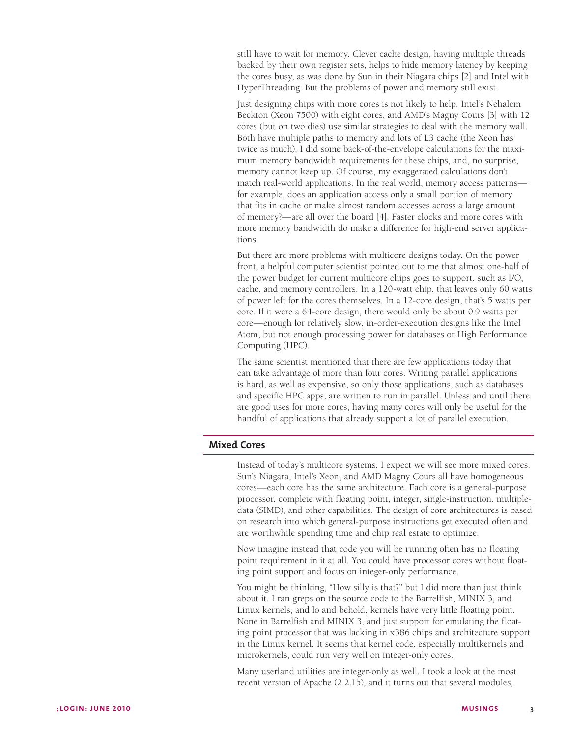still have to wait for memory. Clever cache design, having multiple threads backed by their own register sets, helps to hide memory latency by keeping the cores busy, as was done by Sun in their Niagara chips [2] and Intel with HyperThreading. But the problems of power and memory still exist.

Just designing chips with more cores is not likely to help. Intel's Nehalem Beckton (Xeon 7500) with eight cores, and AMD's Magny Cours [3] with 12 cores (but on two dies) use similar strategies to deal with the memory wall. Both have multiple paths to memory and lots of L3 cache (the Xeon has twice as much). I did some back-of-the-envelope calculations for the maximum memory bandwidth requirements for these chips, and, no surprise, memory cannot keep up. Of course, my exaggerated calculations don't match real-world applications. In the real world, memory access patterns—for example, does an application access only a small portion of memory that fits in cache or make almost random accesses across a large amount of memory?—are all over the board [4]. Faster clocks and more cores with more memory bandwidth do make a difference for high-end server applications.

But there are more problems with multicore designs today. On the power front, a helpful computer scientist pointed out to me that almost one-half of the power budget for current multicore chips goes to support, such as I/O, cache, and memory controllers. In a 120-watt chip, that leaves only 60 watts of power left for the cores themselves. In a 12-core design, that's 5 watts per core. If it were a 64-core design, there would only be about 0.9 watts per core—enough for relatively slow, in-order-execution designs like the Intel Atom, but not enough processing power for databases or High Performance Computing (HPC).

The same scientist mentioned that there are few applications today that can take advantage of more than four cores. Writing parallel applications is hard, as well as expensive, so only those applications, such as databases and specific HPC apps, are written to run in parallel. Unless and until there are good uses for more cores, having many cores will only be useful for the handful of applications that already support a lot of parallel execution.

## Mixed Cores

Instead of today's multicore systems, I expect we will see more mixed cores. Sun's Niagara, Intel's Xeon, and AMD Magny Cours all have homogeneous cores—each core has the same architecture. Each core is a general-purpose processor, complete with floating point, integer, single-instruction, multiple-data (SIMD), and other capabilities. The design of core architectures is based on research into which general-purpose instructions get executed often and are worthwhile spending time and chip real estate to optimize.

Now imagine instead that code you will be running often has no floating point requirement in it at all. You could have processor cores without floating point support and focus on integer-only performance.

You might be thinking, "How silly is that?" but I did more than just think about it. I ran greps on the source code to the Barrelfish, MINIX 3, and Linux kernels, and lo and behold, kernels have very little floating point. None in Barrelfish and MINIX 3, and just support for emulating the floating point processor that was lacking in x386 chips and architecture support in the Linux kernel. It seems that kernel code, especially multikernels and microkernels, could run very well on integer-only cores.

Many userland utilities are integer-only as well. I took a look at the most recent version of Apache (2.2.15), and it turns out that several modules,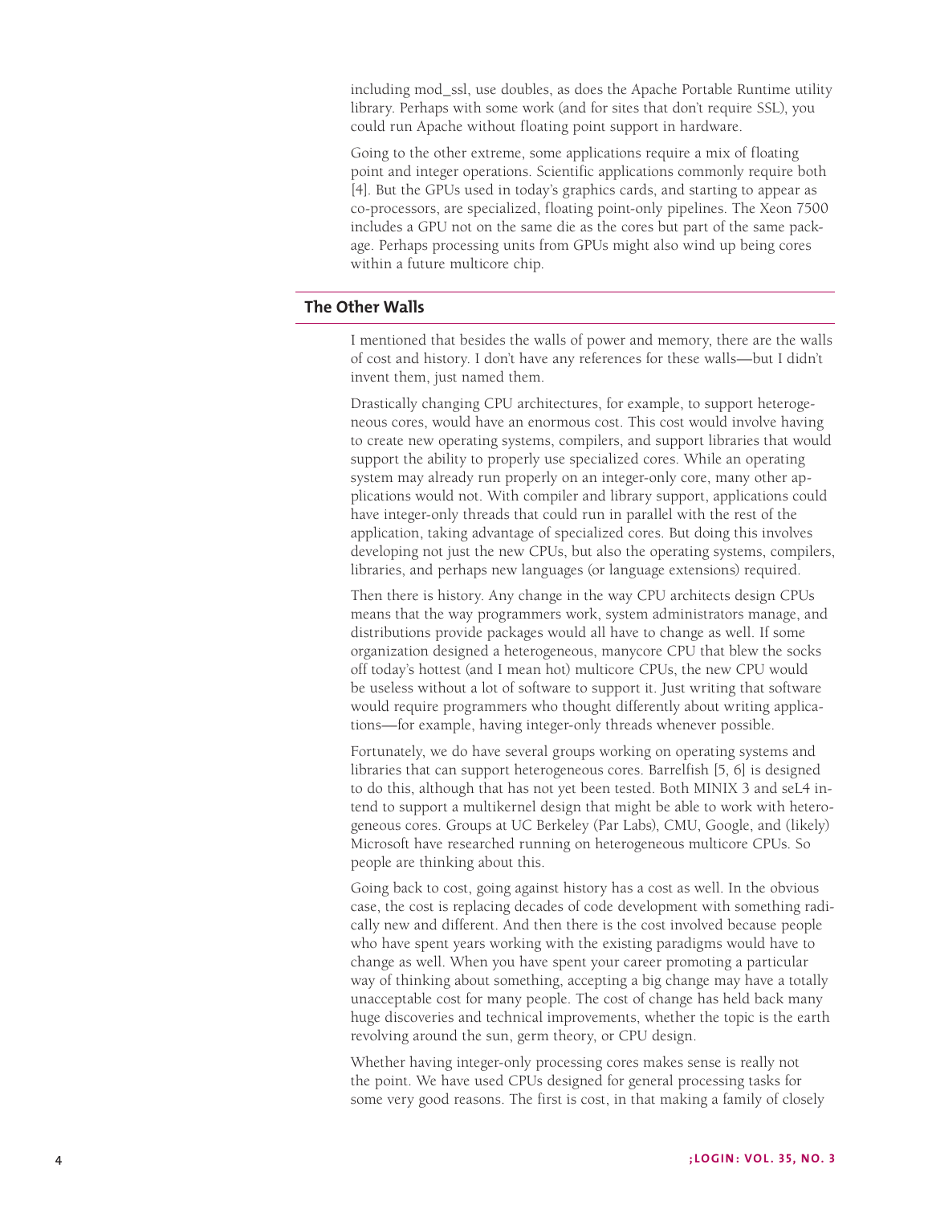including mod_ssl, use doubles, as does the Apache Portable Runtime utility library. Perhaps with some work (and for sites that don't require SSL), you could run Apache without floating point support in hardware.

Going to the other extreme, some applications require a mix of floating point and integer operations. Scientific applications commonly require both [4]. But the GPUs used in today's graphics cards, and starting to appear as co-processors, are specialized, floating point-only pipelines. The Xeon 7500 includes a GPU not on the same die as the cores but part of the same package. Perhaps processing units from GPUs might also wind up being cores within a future multicore chip.

## The Other Walls

I mentioned that besides the walls of power and memory, there are the walls of cost and history. I don't have any references for these walls—but I didn't invent them, just named them.

Drastically changing CPU architectures, for example, to support heterogeneous cores, would have an enormous cost. This cost would involve having to create new operating systems, compilers, and support libraries that would support the ability to properly use specialized cores. While an operating system may already run properly on an integer-only core, many other applications would not. With compiler and library support, applications could have integer-only threads that could run in parallel with the rest of the application, taking advantage of specialized cores. But doing this involves developing not just the new CPUs, but also the operating systems, compilers, libraries, and perhaps new languages (or language extensions) required.

Then there is history. Any change in the way CPU architects design CPUs means that the way programmers work, system administrators manage, and distributions provide packages would all have to change as well. If some organization designed a heterogeneous, manycore CPU that blew the socks off today's hottest (and I mean hot) multicore CPUs, the new CPU would be useless without a lot of software to support it. Just writing that software would require programmers who thought differently about writing applications—for example, having integer-only threads whenever possible.

Fortunately, we do have several groups working on operating systems and libraries that can support heterogeneous cores. Barrelfish [5, 6] is designed to do this, although that has not yet been tested. Both MINIX 3 and seL4 intend to support a multikernel design that might be able to work with heterogeneous cores. Groups at UC Berkeley (Par Labs), CMU, Google, and (likely) Microsoft have researched running on heterogeneous multicore CPUs. So people are thinking about this.

Going back to cost, going against history has a cost as well. In the obvious case, the cost is replacing decades of code development with something radically new and different. And then there is the cost involved because people who have spent years working with the existing paradigms would have to change as well. When you have spent your career promoting a particular way of thinking about something, accepting a big change may have a totally unacceptable cost for many people. The cost of change has held back many huge discoveries and technical improvements, whether the topic is the earth revolving around the sun, germ theory, or CPU design.

Whether having integer-only processing cores makes sense is really not the point. We have used CPUs designed for general processing tasks for some very good reasons. The first is cost, in that making a family of closely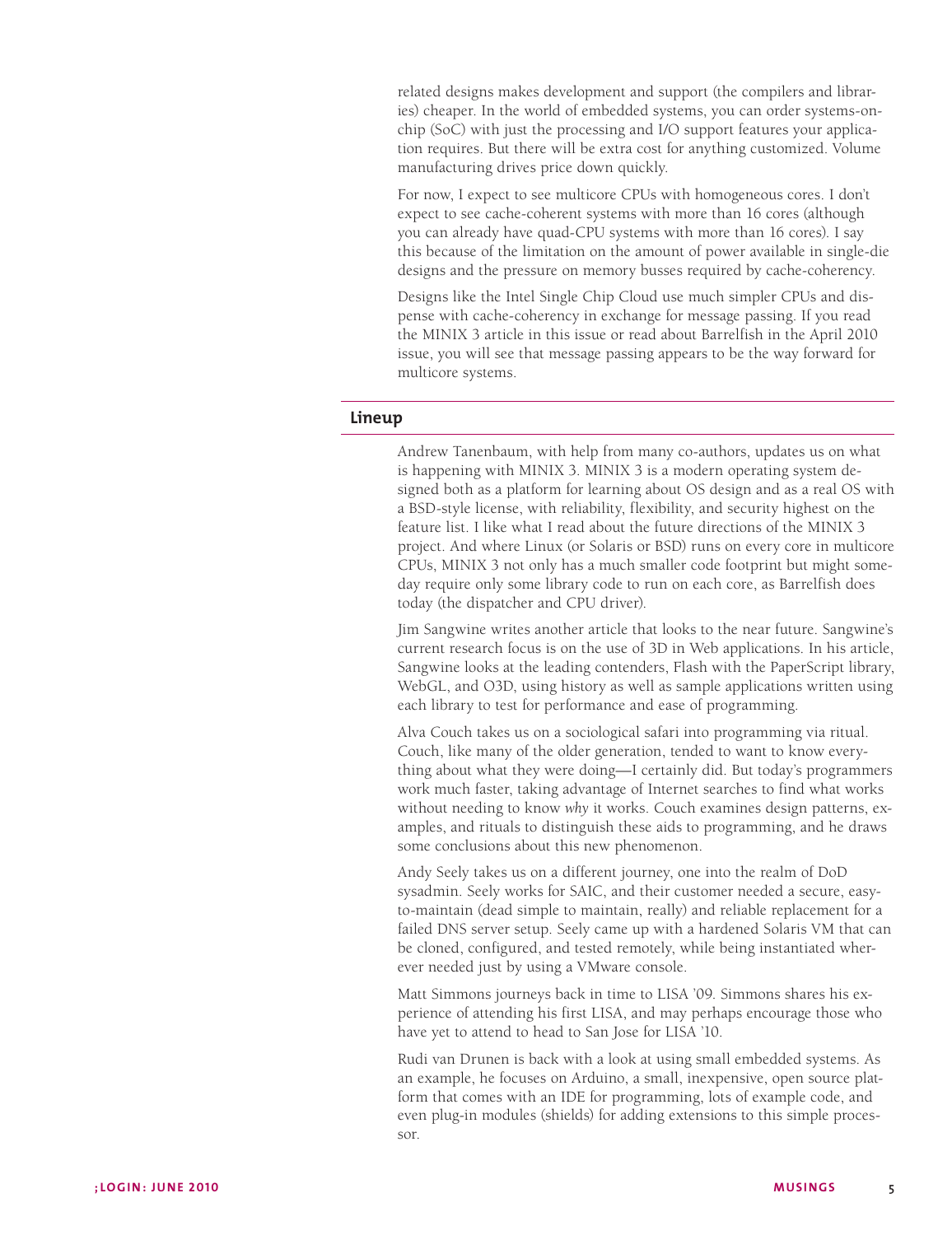related designs makes development and support (the compilers and libraries) cheaper. In the world of embedded systems, you can order systems-on-chip (SoC) with just the processing and I/O support features your application requires. But there will be extra cost for anything customized. Volume manufacturing drives price down quickly.

For now, I expect to see multicore CPUs with homogeneous cores. I don't expect to see cache-coherent systems with more than 16 cores (although you can already have quad-CPU systems with more than 16 cores). I say this because of the limitation on the amount of power available in single-die designs and the pressure on memory busses required by cache-coherency.

Designs like the Intel Single Chip Cloud use much simpler CPUs and dispense with cache-coherency in exchange for message passing. If you read the MINIX 3 article in this issue or read about Barrelfish in the April 2010 issue, you will see that message passing appears to be the way forward for multicore systems.

## Lineup

Andrew Tanenbaum, with help from many co-authors, updates us on what is happening with MINIX 3. MINIX 3 is a modern operating system designed both as a platform for learning about OS design and as a real OS with a BSD-style license, with reliability, flexibility, and security highest on the feature list. I like what I read about the future directions of the MINIX 3 project. And where Linux (or Solaris or BSD) runs on every core in multicore CPUs, MINIX 3 not only has a much smaller code footprint but might someday require only some library code to run on each core, as Barrelfish does today (the dispatcher and CPU driver).

Jim Sangwine writes another article that looks to the near future. Sangwine's current research focus is on the use of 3D in Web applications. In his article, Sangwine looks at the leading contenders, Flash with the PaperScript library, WebGL, and O3D, using history as well as sample applications written using each library to test for performance and ease of programming.

Alva Couch takes us on a sociological safari into programming via ritual. Couch, like many of the older generation, tended to want to know everything about what they were doing—I certainly did. But today's programmers work much faster, taking advantage of Internet searches to find what works without needing to know *why* it works. Couch examines design patterns, examples, and rituals to distinguish these aids to programming, and he draws some conclusions about this new phenomenon.

Andy Seely takes us on a different journey, one into the realm of DoD sysadmin. Seely works for SAIC, and their customer needed a secure, easy-to-maintain (dead simple to maintain, really) and reliable replacement for a failed DNS server setup. Seely came up with a hardened Solaris VM that can be cloned, configured, and tested remotely, while being instantiated wherever needed just by using a VMware console.

Matt Simmons journeys back in time to LISA '09. Simmons shares his experience of attending his first LISA, and may perhaps encourage those who have yet to attend to head to San Jose for LISA '10.

Rudi van Drunen is back with a look at using small embedded systems. As an example, he focuses on Arduino, a small, inexpensive, open source platform that comes with an IDE for programming, lots of example code, and even plug-in modules (shields) for adding extensions to this simple processor.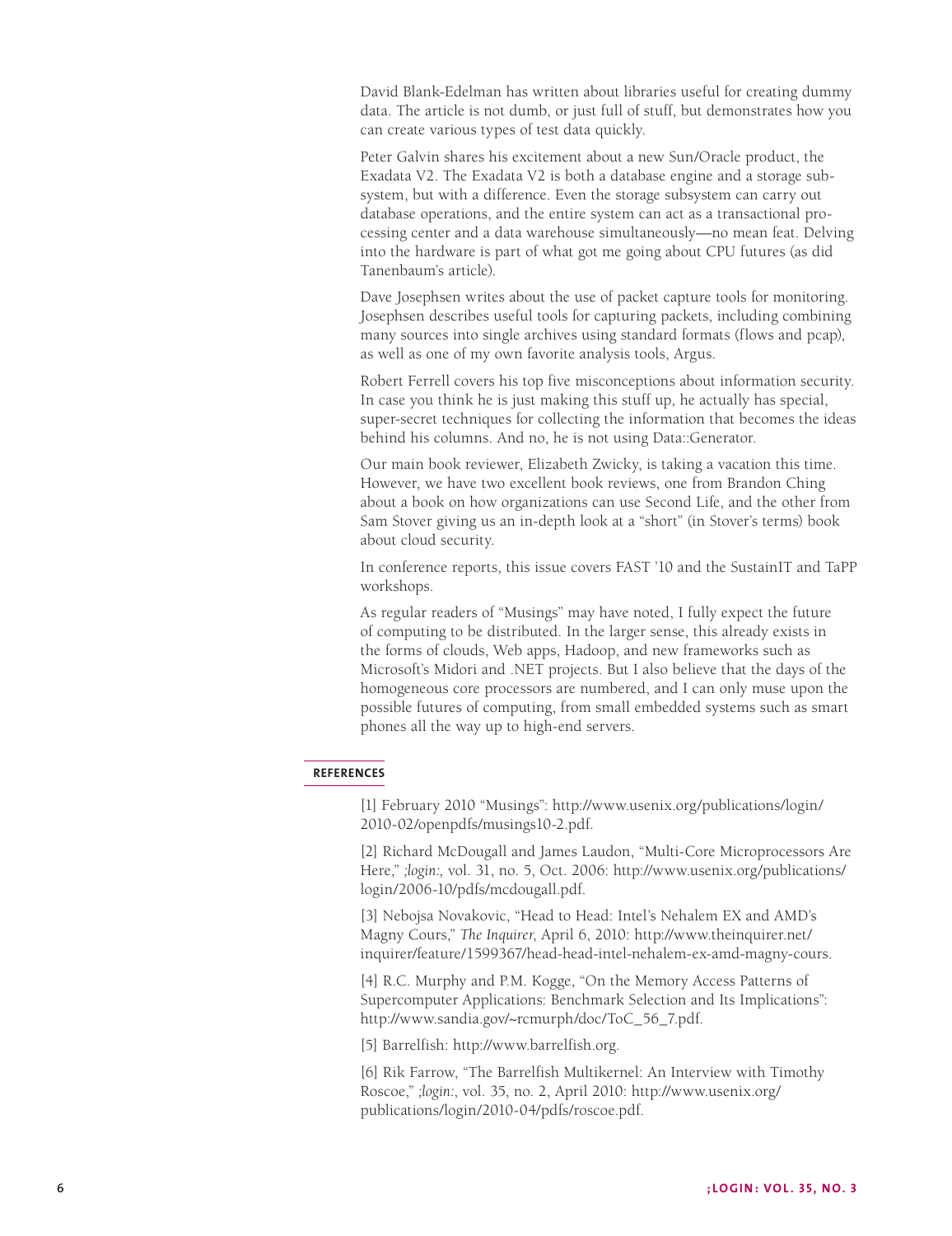David Blank-Edelman has written about libraries useful for creating dummy data. The article is not dumb, or just full of stuff, but demonstrates how you can create various types of test data quickly.

Peter Galvin shares his excitement about a new Sun/Oracle product, the Exadata V2. The Exadata V2 is both a database engine and a storage subsystem, but with a difference. Even the storage subsystem can carry out database operations, and the entire system can act as a transactional processing center and a data warehouse simultaneously—no mean feat. Delving into the hardware is part of what got me going about CPU futures (as did Tanenbaum's article).

Dave Josephsen writes about the use of packet capture tools for monitoring. Josephsen describes useful tools for capturing packets, including combining many sources into single archives using standard formats (flows and pcap), as well as one of my own favorite analysis tools, Argus.

Robert Ferrell covers his top five misconceptions about information security. In case you think he is just making this stuff up, he actually has special, super-secret techniques for collecting the information that becomes the ideas behind his columns. And no, he is not using Data::Generator.

Our main book reviewer, Elizabeth Zwicky, is taking a vacation this time. However, we have two excellent book reviews, one from Brandon Ching about a book on how organizations can use Second Life, and the other from Sam Stover giving us an in-depth look at a "short" (in Stover's terms) book about cloud security.

In conference reports, this issue covers FAST '10 and the SustainIT and TaPP workshops.

As regular readers of "Musings" may have noted, I fully expect the future of computing to be distributed. In the larger sense, this already exists in the forms of clouds, Web apps, Hadoop, and new frameworks such as Microsoft's Midori and .NET projects. But I also believe that the days of the homogeneous core processors are numbered, and I can only muse upon the possible futures of computing, from small embedded systems such as smart phones all the way up to high-end servers.

## REFERENCES

[1] February 2010 "Musings": http://www.usenix.org/publications/login/2010-02/openpdfs/musings10-2.pdf.

[2] Richard McDougall and James Laudon, "Multi-Core Microprocessors Are Here," *;login:*, vol. 31, no. 5, Oct. 2006: http://www.usenix.org/publications/login/2006-10/pdfs/mcdougall.pdf.

[3] Nebojsa Novakovic, "Head to Head: Intel's Nehalem EX and AMD's Magny Cours," *The Inquirer*, April 6, 2010: http://www.theinquirer.net/inquirer/feature/1599367/head-head-intel-nehalem-ex-amd-magny-cours.

[4] R.C. Murphy and P.M. Kogge, "On the Memory Access Patterns of Supercomputer Applications: Benchmark Selection and Its Implications": http://www.sandia.gov/~rcmurph/doc/ToC_56_7.pdf.

[5] Barrelfish: http://www.barrelfish.org.

[6] Rik Farrow, "The Barrelfish Multikernel: An Interview with Timothy Roscoe," *;login:*, vol. 35, no. 2, April 2010: http://www.usenix.org/publications/login/2010-04/pdfs/roscoe.pdf.